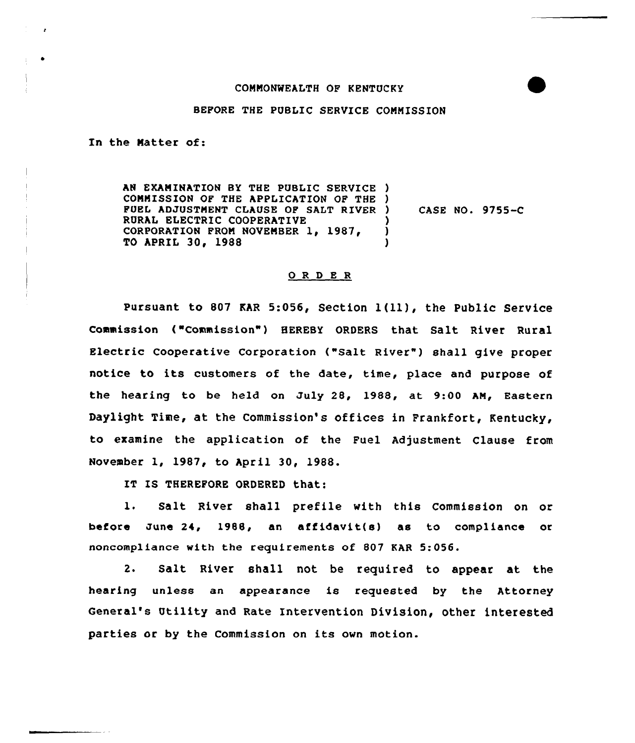COMMONWEALTH OF KENTUCKY

BEFORE THE PUBLIC SERVICE COMMISSION

In the Matter of:

| | | |
|---|---|---|
| AN EXAMINATION BY THE PUBLIC SERVICE COMMISSION OF THE APPLICATION OF THE FUEL ADJUSTMENT CLAUSE OF SALT RIVER RURAL ELECTRIC COOPERATIVE CORPORATION FROM NOVEMBER 1, 1987, TO APRIL 30, 1988 | ) | CASE NO. 9755-C |

## O R D E R

Pursuant to 807 KAR 5:056, Section 1(11), the Public Service Commission ("Commission") HEREBY ORDERS that Salt River Rural Electric Cooperative Corporation ("Salt River") shall give proper notice to its customers of the date, time, place and purpose of the hearing to be held on July 28, 1988, at 9:00 AM, Eastern Daylight Time, at the Commission's offices in Frankfort, Kentucky, to examine the application of the Fuel Adjustment Clause from November 1, 1987, to April 30, 1988.

IT IS THEREFORE ORDERED that:

1. Salt River shall prefile with this Commission on or before June 24, 1988, an affidavit(s) as to compliance or noncompliance with the requirements of 807 KAR 5:056.

2. Salt River shall not be required to appear at the hearing unless an appearance is requested by the Attorney General's Utility and Rate Intervention Division, other interested parties or by the Commission on its own motion.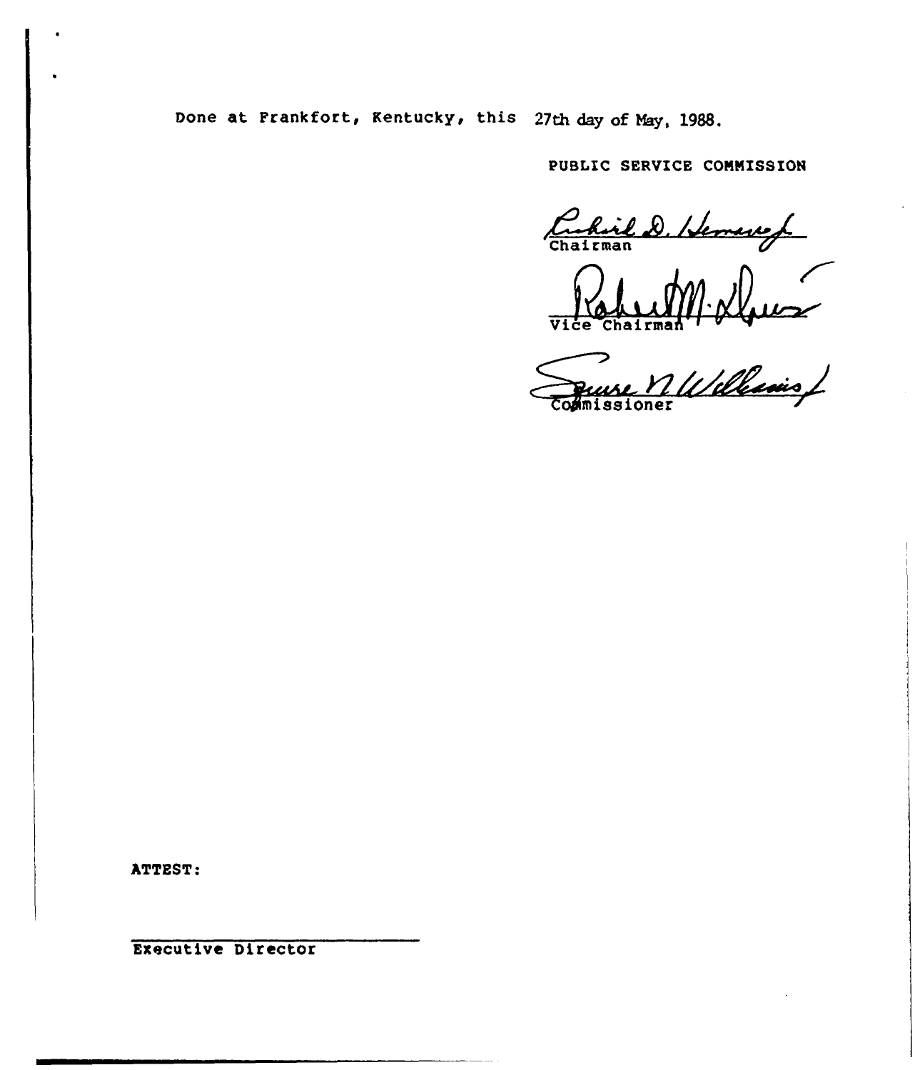Done at Frankfort, Kentucky, this 27th day of May, 1988.

PUBLIC SERVICE COMMISSION

Chairman

Vice Chairman

Commissioner

ATTEST:

Executive Director